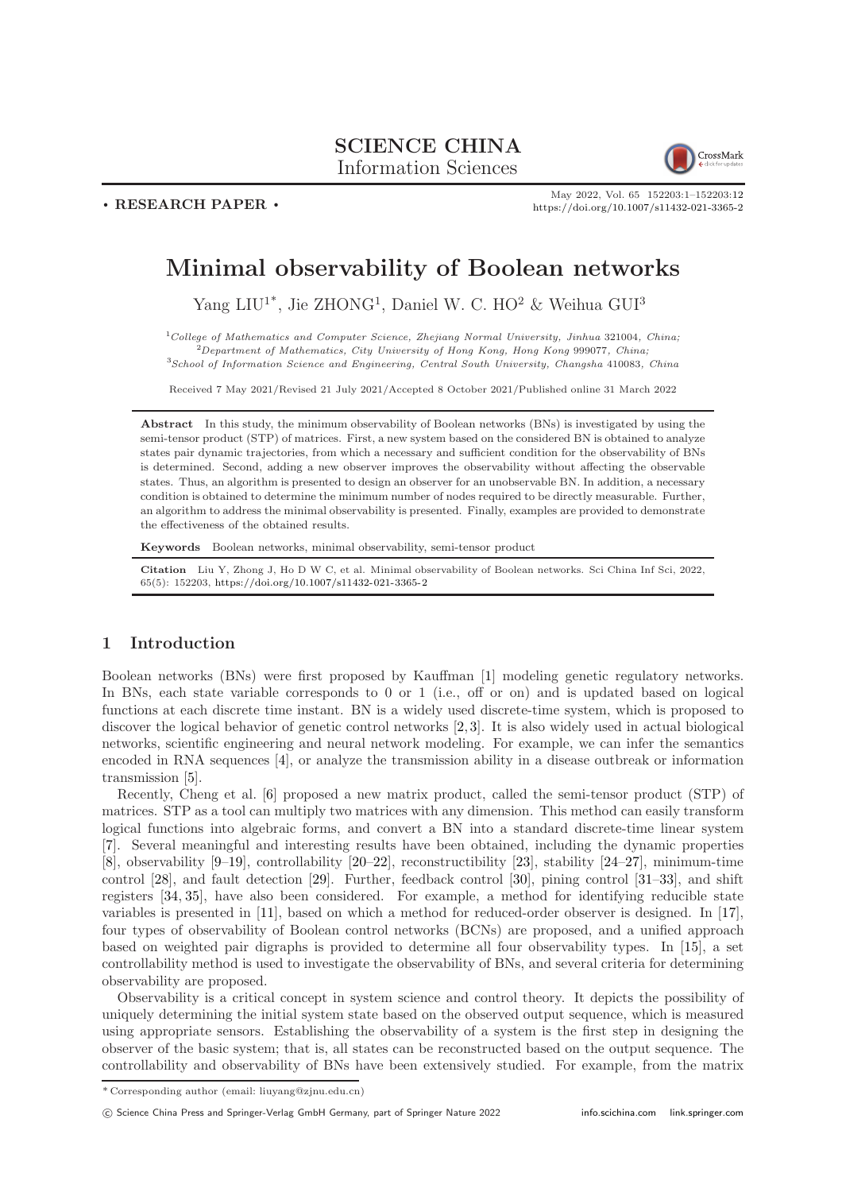SCIENCE CHINA
Information Sciences

• RESEARCH PAPER •

May 2022, Vol. 65 152203:1–152203:12
https://doi.org/10.1007/s11432-021-3365-2

# Minimal observability of Boolean networks

Yang LIU[1*], Jie ZHONG[1], Daniel W. C. HO[2] & Weihua GUI[3]

[1] *College of Mathematics and Computer Science, Zhejiang Normal University, Jinhua 321004, China;*
[2] *Department of Mathematics, City University of Hong Kong, Hong Kong 999077, China;*
[3] *School of Information Science and Engineering, Central South University, Changsha 410083, China*

Received 7 May 2021/Revised 21 July 2021/Accepted 8 October 2021/Published online 31 March 2022

**Abstract** In this study, the minimum observability of Boolean networks (BNs) is investigated by using the semi-tensor product (STP) of matrices. First, a new system based on the considered BN is obtained to analyze states pair dynamic trajectories, from which a necessary and sufficient condition for the observability of BNs is determined. Second, adding a new observer improves the observability without affecting the observable states. Thus, an algorithm is presented to design an observer for an unobservable BN. In addition, a necessary condition is obtained to determine the minimum number of nodes required to be directly measurable. Further, an algorithm to address the minimal observability is presented. Finally, examples are provided to demonstrate the effectiveness of the obtained results.

**Keywords** Boolean networks, minimal observability, semi-tensor product

**Citation** Liu Y, Zhong J, Ho D W C, et al. Minimal observability of Boolean networks. Sci China Inf Sci, 2022, 65(5): 152203, https://doi.org/10.1007/s11432-021-3365-2

## 1 Introduction

Boolean networks (BNs) were first proposed by Kauffman [1] modeling genetic regulatory networks. In BNs, each state variable corresponds to 0 or 1 (i.e., off or on) and is updated based on logical functions at each discrete time instant. BN is a widely used discrete-time system, which is proposed to discover the logical behavior of genetic control networks [2,3]. It is also widely used in actual biological networks, scientific engineering and neural network modeling. For example, we can infer the semantics encoded in RNA sequences [4], or analyze the transmission ability in a disease outbreak or information transmission [5].

Recently, Cheng et al. [6] proposed a new matrix product, called the semi-tensor product (STP) of matrices. STP as a tool can multiply two matrices with any dimension. This method can easily transform logical functions into algebraic forms, and convert a BN into a standard discrete-time linear system [7]. Several meaningful and interesting results have been obtained, including the dynamic properties [8], observability [9–19], controllability [20–22], reconstructibility [23], stability [24–27], minimum-time control [28], and fault detection [29]. Further, feedback control [30], pining control [31–33], and shift registers [34,35], have also been considered. For example, a method for identifying reducible state variables is presented in [11], based on which a method for reduced-order observer is designed. In [17], four types of observability of Boolean control networks (BCNs) are proposed, and a unified approach based on weighted pair digraphs is provided to determine all four observability types. In [15], a set controllability method is used to investigate the observability of BNs, and several criteria for determining observability are proposed.

Observability is a critical concept in system science and control theory. It depicts the possibility of uniquely determining the initial system state based on the observed output sequence, which is measured using appropriate sensors. Establishing the observability of a system is the first step in designing the observer of the basic system; that is, all states can be reconstructed based on the output sequence. The controllability and observability of BNs have been extensively studied. For example, from the matrix

* Corresponding author (email: liuyang@zjnu.edu.cn)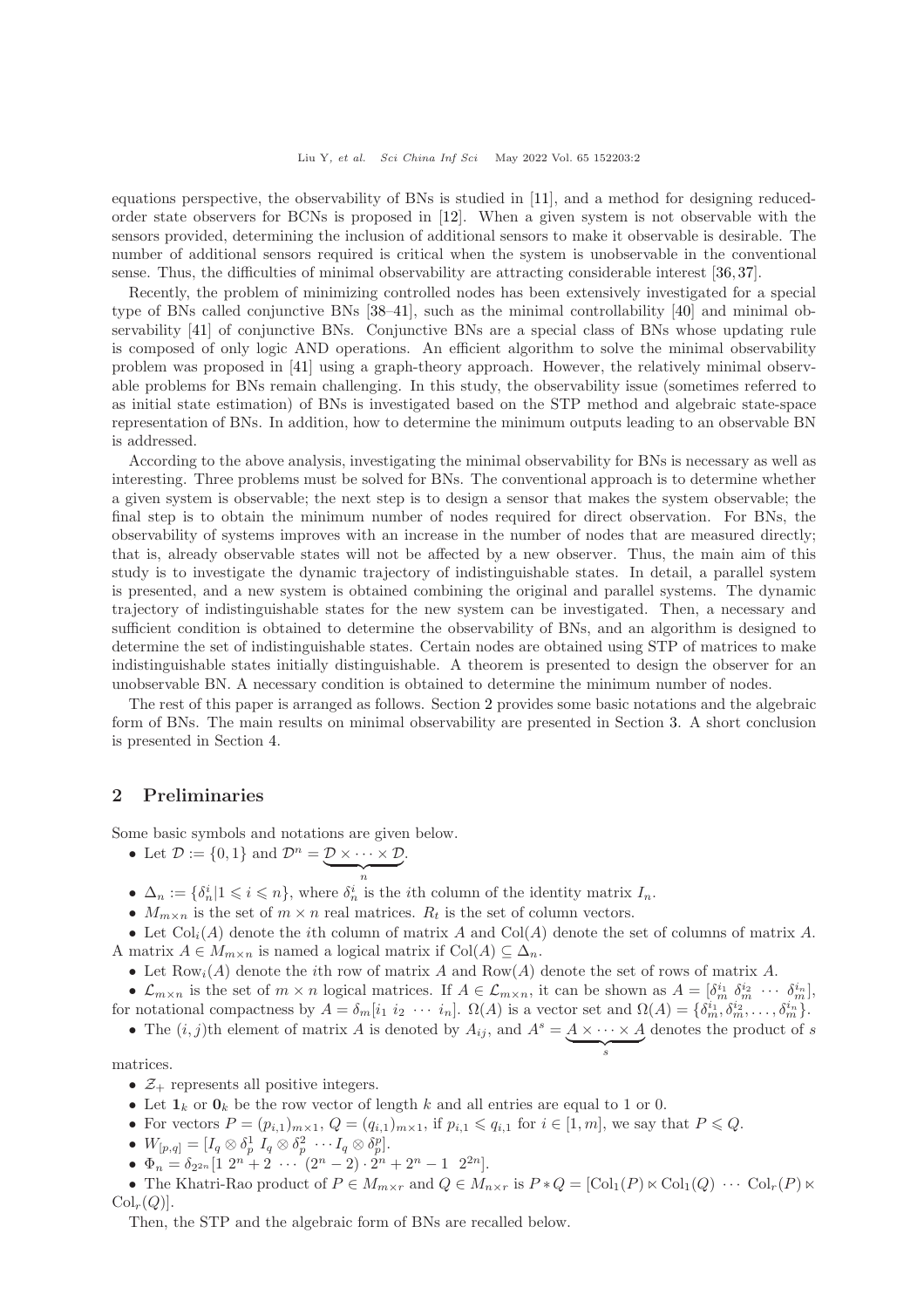equations perspective, the observability of BNs is studied in [11], and a method for designing reduced-order state observers for BCNs is proposed in [12]. When a given system is not observable with the sensors provided, determining the inclusion of additional sensors to make it observable is desirable. The number of additional sensors required is critical when the system is unobservable in the conventional sense. Thus, the difficulties of minimal observability are attracting considerable interest [36, 37].

Recently, the problem of minimizing controlled nodes has been extensively investigated for a special type of BNs called conjunctive BNs [38–41], such as the minimal controllability [40] and minimal observability [41] of conjunctive BNs. Conjunctive BNs are a special class of BNs whose updating rule is composed of only logic AND operations. An efficient algorithm to solve the minimal observability problem was proposed in [41] using a graph-theory approach. However, the relatively minimal observable problems for BNs remain challenging. In this study, the observability issue (sometimes referred to as initial state estimation) of BNs is investigated based on the STP method and algebraic state-space representation of BNs. In addition, how to determine the minimum outputs leading to an observable BN is addressed.

According to the above analysis, investigating the minimal observability for BNs is necessary as well as interesting. Three problems must be solved for BNs. The conventional approach is to determine whether a given system is observable; the next step is to design a sensor that makes the system observable; the final step is to obtain the minimum number of nodes required for direct observation. For BNs, the observability of systems improves with an increase in the number of nodes that are measured directly; that is, already observable states will not be affected by a new observer. Thus, the main aim of this study is to investigate the dynamic trajectory of indistinguishable states. In detail, a parallel system is presented, and a new system is obtained combining the original and parallel systems. The dynamic trajectory of indistinguishable states for the new system can be investigated. Then, a necessary and sufficient condition is obtained to determine the observability of BNs, and an algorithm is designed to determine the set of indistinguishable states. Certain nodes are obtained using STP of matrices to make indistinguishable states initially distinguishable. A theorem is presented to design the observer for an unobservable BN. A necessary condition is obtained to determine the minimum number of nodes.

The rest of this paper is arranged as follows. Section 2 provides some basic notations and the algebraic form of BNs. The main results on minimal observability are presented in Section 3. A short conclusion is presented in Section 4.

## 2 Preliminaries

Some basic symbols and notations are given below.

- Let $\mathcal{D} := \{0, 1\}$ and $\mathcal{D}^n = \underbrace{\mathcal{D} \times \cdots \times \mathcal{D}}_{n}$.
- $\Delta_n := \{\delta_n^i | 1 \leqslant i \leqslant n\}$, where $\delta_n^i$ is the $i$th column of the identity matrix $I_n$.
- $M_{m\times n}$ is the set of $m \times n$ real matrices. $R_t$ is the set of column vectors.
- Let $\mathrm{Col}_i(A)$ denote the $i$th column of matrix $A$ and $\mathrm{Col}(A)$ denote the set of columns of matrix $A$. A matrix $A \in M_{m\times n}$ is named a logical matrix if $\mathrm{Col}(A) \subseteq \Delta_n$.
- Let $\mathrm{Row}_i(A)$ denote the $i$th row of matrix $A$ and $\mathrm{Row}(A)$ denote the set of rows of matrix $A$.
- $\mathcal{L}_{m\times n}$ is the set of $m \times n$ logical matrices. If $A \in \mathcal{L}_{m\times n}$, it can be shown as $A = [\delta_m^{i_1}\ \delta_m^{i_2}\ \cdots\ \delta_m^{i_n}]$, for notational compactness by $A = \delta_m[i_1\ i_2\ \cdots\ i_n]$. $\Omega(A)$ is a vector set and $\Omega(A) = \{\delta_m^{i_1}, \delta_m^{i_2}, \ldots, \delta_m^{i_n}\}$.
- The $(i, j)$th element of matrix $A$ is denoted by $A_{ij}$, and $A^s = \underbrace{A \times \cdots \times A}_{s}$ denotes the product of $s$ matrices.
- $\mathcal{Z}_+$ represents all positive integers.
- Let $\mathbf{1}_k$ or $\mathbf{0}_k$ be the row vector of length $k$ and all entries are equal to 1 or 0.
- For vectors $P = (p_{i,1})_{m\times 1}$, $Q = (q_{i,1})_{m\times 1}$, if $p_{i,1} \leqslant q_{i,1}$ for $i \in [1, m]$, we say that $P \leqslant Q$.
- $W_{[p,q]} = [I_q \otimes \delta_p^1\ I_q \otimes \delta_p^2\ \cdots I_q \otimes \delta_p^p]$.
- $\Phi_n = \delta_{2^{2n}}[1\ 2^n + 2\ \cdots\ (2^n - 2) \cdot 2^n + 2^n - 1\ \ 2^{2n}]$.
- The Khatri-Rao product of $P \in M_{m\times r}$ and $Q \in M_{n\times r}$ is $P * Q = [\mathrm{Col}_1(P) \ltimes \mathrm{Col}_1(Q)\ \cdots\ \mathrm{Col}_r(P) \ltimes \mathrm{Col}_r(Q)]$.

Then, the STP and the algebraic form of BNs are recalled below.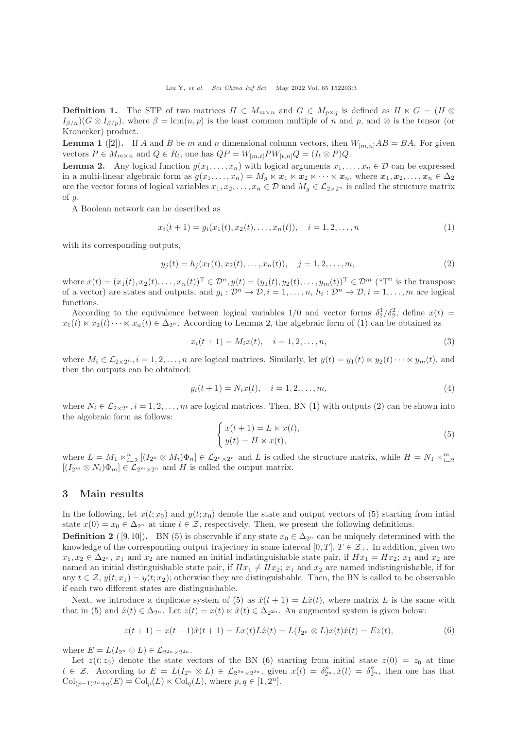**Definition 1.** The STP of two matrices $H \in M_{m\times n}$ and $G \in M_{p\times q}$ is defined as $H \ltimes G = (H \otimes I_{\beta/n})(G \otimes I_{\beta/p})$, where $\beta = \mathrm{lcm}(n,p)$ is the least common multiple of $n$ and $p$, and $\otimes$ is the tensor (or Kronecker) product.

**Lemma 1** ([2])**.** If $A$ and $B$ be $m$ and $n$ dimensional column vectors, then $W_{[m,n]}AB = BA$. For given vectors $P \in M_{m\times n}$ and $Q \in R_t$, one has $QP = W_{[m,t]}PW_{[t,n]}Q = (I_t \otimes P)Q$.

**Lemma 2.** Any logical function $g(x_1,\dots,x_n)$ with logical arguments $x_1,\dots,x_n \in \mathcal{D}$ can be expressed in a multi-linear algebraic form as $g(x_1,\dots,x_n) = M_g \ltimes \boldsymbol{x}_1 \ltimes \boldsymbol{x}_2 \ltimes \cdots \ltimes \boldsymbol{x}_n$, where $\boldsymbol{x}_1,\boldsymbol{x}_2,\dots,\boldsymbol{x}_n \in \Delta_2$ are the vector forms of logical variables $x_1,x_2,\dots,x_n \in \mathcal{D}$ and $M_g \in \mathcal{L}_{2\times 2^n}$ is called the structure matrix of $g$.

A Boolean network can be described as

$$x_i(t+1) = g_i(x_1(t), x_2(t), \dots, x_n(t)), \quad i = 1,2,\dots,n \tag{1}$$

with its corresponding outputs,

$$y_j(t) = h_j(x_1(t), x_2(t), \dots, x_n(t)), \quad j = 1,2,\dots,m, \tag{2}$$

where $x(t) = (x_1(t), x_2(t), \dots, x_n(t))^{\mathrm{T}} \in \mathcal{D}^n, y(t) = (y_1(t), y_2(t), \dots, y_m(t))^{\mathrm{T}} \in \mathcal{D}^m$ ("T" is the transpose of a vector) are states and outputs, and $g_i : \mathcal{D}^n \to \mathcal{D}, i = 1,\dots,n$, $h_i : \mathcal{D}^n \to \mathcal{D}, i = 1,\dots,m$ are logical functions.

According to the equivalence between logical variables 1/0 and vector forms $\delta_2^1/\delta_2^2$, define $x(t) = x_1(t) \ltimes x_2(t) \cdots \ltimes x_n(t) \in \Delta_{2^n}$. According to Lemma 2, the algebraic form of (1) can be obtained as

$$x_i(t+1) = M_i x(t), \quad i = 1,2,\dots,n, \tag{3}$$

where $M_i \in \mathcal{L}_{2\times 2^n}, i = 1,2,\dots,n$ are logical matrices. Similarly, let $y(t) = y_1(t) \ltimes y_2(t) \cdots \ltimes y_m(t)$, and then the outputs can be obtained:

$$y_i(t+1) = N_i x(t), \quad i = 1,2,\dots,m, \tag{4}$$

where $N_i \in \mathcal{L}_{2\times 2^n}, i = 1,2,\dots,m$ are logical matrices. Then, BN (1) with outputs (2) can be shown into the algebraic form as follows:

$$\begin{cases} x(t+1) = L \ltimes x(t), \\ y(t) = H \ltimes x(t), \end{cases} \tag{5}$$

where $L = M_1 \ltimes_{i=2}^n [(I_{2^n} \otimes M_i)\Phi_n] \in \mathcal{L}_{2^n\times 2^n}$ and $L$ is called the structure matrix, while $H = N_1 \ltimes_{i=2}^m [(I_{2^m} \otimes N_i)\Phi_m] \in \mathcal{L}_{2^m\times 2^n}$ and $H$ is called the output matrix.

## 3 Main results

In the following, let $x(t;x_0)$ and $y(t;x_0)$ denote the state and output vectors of (5) starting from intial state $x(0) = x_0 \in \Delta_{2^n}$ at time $t \in \mathcal{Z}$, respectively. Then, we present the following definitions.

**Definition 2** ([9,10])**.** BN (5) is observable if any state $x_0 \in \Delta_{2^n}$ can be uniquely determined with the knowledge of the corresponding output trajectory in some interval $[0,T]$, $T \in \mathcal{Z}_+$. In addition, given two $x_1, x_2 \in \Delta_{2^n}$, $x_1$ and $x_2$ are named an initial indistinguishable state pair, if $Hx_1 = Hx_2$; $x_1$ and $x_2$ are named an initial distinguishable state pair, if $Hx_1 \neq Hx_2$; $x_1$ and $x_2$ are named indistinguishable, if for any $t \in \mathcal{Z}$, $y(t;x_1) = y(t;x_2)$; otherwise they are distinguishable. Then, the BN is called to be observable if each two different states are distinguishable.

Next, we introduce a duplicate system of (5) as $\hat{x}(t+1) = L\hat{x}(t)$, where matrix $L$ is the same with that in (5) and $\hat{x}(t) \in \Delta_{2^n}$. Let $z(t) = x(t) \ltimes \hat{x}(t) \in \Delta_{2^{2n}}$. An augmented system is given below:

$$z(t+1) = x(t+1)\hat{x}(t+1) = Lx(t)L\hat{x}(t) = L(I_{2^n} \otimes L)x(t)\hat{x}(t) = Ez(t), \tag{6}$$

where $E = L(I_{2^n} \otimes L) \in \mathcal{L}_{2^{2n}\times 2^{2n}}$.

Let $z(t;z_0)$ denote the state vectors of the BN (6) starting from initial state $z(0) = z_0$ at time $t \in \mathcal{Z}$. According to $E = L(I_{2^n} \otimes L) \in \mathcal{L}_{2^{2n}\times 2^{2n}}$, given $x(t) = \delta_{2^n}^p, \hat{x}(t) = \delta_{2^n}^q$, then one has that $\mathrm{Col}_{(p-1)2^n+q}(E) = \mathrm{Col}_p(L) \ltimes \mathrm{Col}_q(L)$, where $p,q \in [1,2^n]$.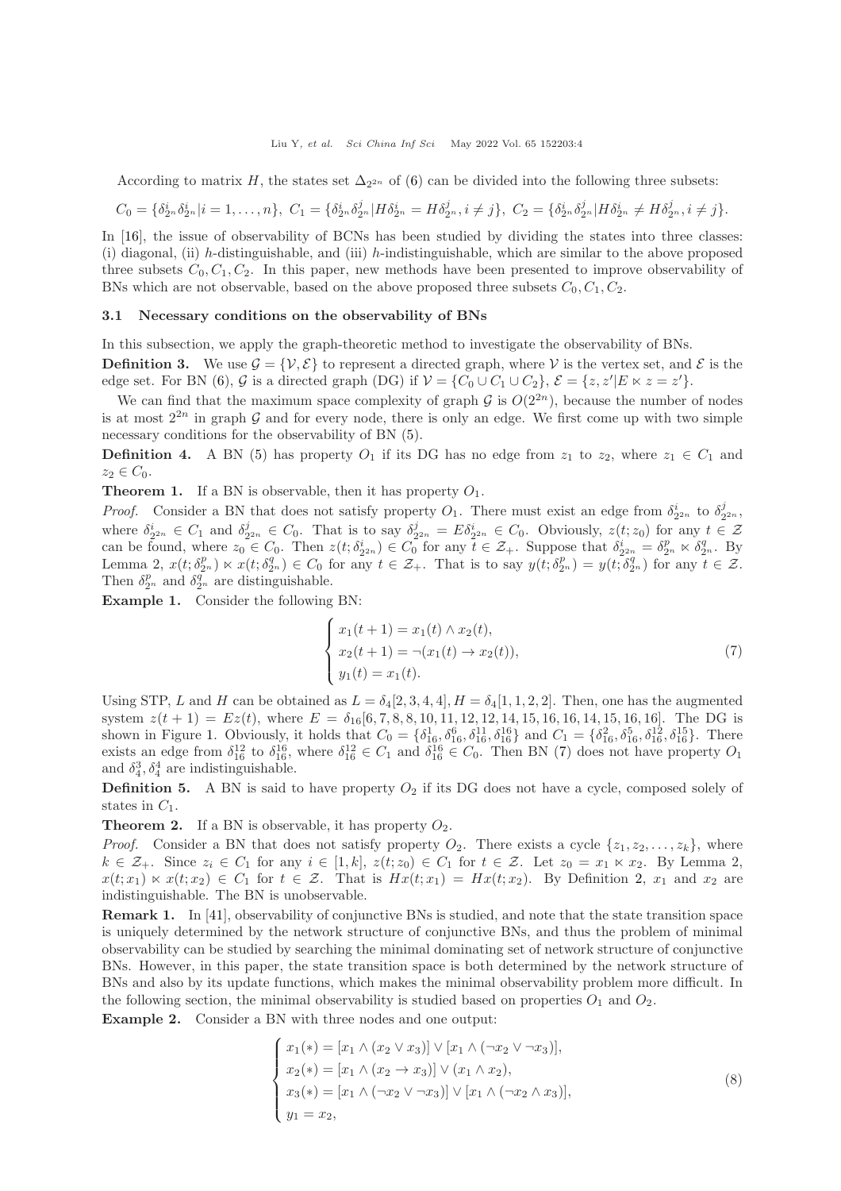According to matrix $H$, the states set $\Delta_{2^{2n}}$ of (6) can be divided into the following three subsets:

$$C_0 = \{\delta^i_{2^n}\delta^i_{2^n}|i = 1,\ldots,n\},\ C_1 = \{\delta^i_{2^n}\delta^j_{2^n}|H\delta^i_{2^n} = H\delta^j_{2^n}, i \neq j\},\ C_2 = \{\delta^i_{2^n}\delta^j_{2^n}|H\delta^i_{2^n} \neq H\delta^j_{2^n}, i \neq j\}.$$

In [16], the issue of observability of BCNs has been studied by dividing the states into three classes: (i) diagonal, (ii) $h$-distinguishable, and (iii) $h$-indistinguishable, which are similar to the above proposed three subsets $C_0, C_1, C_2$. In this paper, new methods have been presented to improve observability of BNs which are not observable, based on the above proposed three subsets $C_0, C_1, C_2$.

### 3.1 Necessary conditions on the observability of BNs

In this subsection, we apply the graph-theoretic method to investigate the observability of BNs.

**Definition 3.** We use $\mathcal{G} = \{\mathcal{V}, \mathcal{E}\}$ to represent a directed graph, where $\mathcal{V}$ is the vertex set, and $\mathcal{E}$ is the edge set. For BN (6), $\mathcal{G}$ is a directed graph (DG) if $\mathcal{V} = \{C_0 \cup C_1 \cup C_2\}$, $\mathcal{E} = \{z, z'|E \ltimes z = z'\}$.

We can find that the maximum space complexity of graph $\mathcal{G}$ is $O(2^{2n})$, because the number of nodes is at most $2^{2n}$ in graph $\mathcal{G}$ and for every node, there is only an edge. We first come up with two simple necessary conditions for the observability of BN (5).

**Definition 4.** A BN (5) has property $O_1$ if its DG has no edge from $z_1$ to $z_2$, where $z_1 \in C_1$ and $z_2 \in C_0$.

**Theorem 1.** If a BN is observable, then it has property $O_1$.

*Proof.* Consider a BN that does not satisfy property $O_1$. There must exist an edge from $\delta^i_{2^{2n}}$ to $\delta^j_{2^{2n}}$, where $\delta^i_{2^{2n}} \in C_1$ and $\delta^j_{2^{2n}} \in C_0$. That is to say $\delta^j_{2^{2n}} = E\delta^i_{2^{2n}} \in C_0$. Obviously, $z(t; z_0)$ for any $t \in \mathcal{Z}$ can be found, where $z_0 \in C_0$. Then $z(t; \delta^i_{2^{2n}}) \in C_0$ for any $t \in \mathcal{Z}_+$. Suppose that $\delta^i_{2^{2n}} = \delta^p_{2^n} \ltimes \delta^q_{2^n}$. By Lemma 2, $x(t; \delta^p_{2^n}) \ltimes x(t; \delta^q_{2^n}) \in C_0$ for any $t \in \mathcal{Z}_+$. That is to say $y(t; \delta^p_{2^n}) = y(t; \delta^q_{2^n})$ for any $t \in \mathcal{Z}$. Then $\delta^p_{2^n}$ and $\delta^q_{2^n}$ are distinguishable.

**Example 1.** Consider the following BN:

$$\begin{cases} x_1(t+1) = x_1(t) \wedge x_2(t), \\ x_2(t+1) = \neg(x_1(t) \rightarrow x_2(t)), \\ y_1(t) = x_1(t). \end{cases} \tag{7}$$

Using STP, $L$ and $H$ can be obtained as $L = \delta_4[2,3,4,4]$, $H = \delta_4[1,1,2,2]$. Then, one has the augmented system $z(t+1) = Ez(t)$, where $E = \delta_{16}[6,7,8,8,10,11,12,12,14,15,16,16,14,15,16,16]$. The DG is shown in Figure 1. Obviously, it holds that $C_0 = \{\delta^1_{16}, \delta^6_{16}, \delta^{11}_{16}, \delta^{16}_{16}\}$ and $C_1 = \{\delta^2_{16}, \delta^5_{16}, \delta^{12}_{16}, \delta^{15}_{16}\}$. There exists an edge from $\delta^{12}_{16}$ to $\delta^{16}_{16}$, where $\delta^{12}_{16} \in C_1$ and $\delta^{16}_{16} \in C_0$. Then BN (7) does not have property $O_1$ and $\delta^3_4, \delta^4_4$ are indistinguishable.

**Definition 5.** A BN is said to have property $O_2$ if its DG does not have a cycle, composed solely of states in $C_1$.

**Theorem 2.** If a BN is observable, it has property $O_2$.

*Proof.* Consider a BN that does not satisfy property $O_2$. There exists a cycle $\{z_1, z_2, \ldots, z_k\}$, where $k \in \mathcal{Z}_+$. Since $z_i \in C_1$ for any $i \in [1,k]$, $z(t; z_0) \in C_1$ for $t \in \mathcal{Z}$. Let $z_0 = x_1 \ltimes x_2$. By Lemma 2, $x(t; x_1) \ltimes x(t; x_2) \in C_1$ for $t \in \mathcal{Z}$. That is $Hx(t; x_1) = Hx(t; x_2)$. By Definition 2, $x_1$ and $x_2$ are indistinguishable. The BN is unobservable.

**Remark 1.** In [41], observability of conjunctive BNs is studied, and note that the state transition space is uniquely determined by the network structure of conjunctive BNs, and thus the problem of minimal observability can be studied by searching the minimal dominating set of network structure of conjunctive BNs. However, in this paper, the state transition space is both determined by the network structure of BNs and also by its update functions, which makes the minimal observability problem more difficult. In the following section, the minimal observability is studied based on properties $O_1$ and $O_2$.

**Example 2.** Consider a BN with three nodes and one output:

$$\begin{cases} x_1(*) = [x_1 \wedge (x_2 \vee x_3)] \vee [x_1 \wedge (\neg x_2 \vee \neg x_3)], \\ x_2(*) = [x_1 \wedge (x_2 \rightarrow x_3)] \vee (x_1 \wedge x_2), \\ x_3(*) = [x_1 \wedge (\neg x_2 \vee \neg x_3)] \vee [x_1 \wedge (\neg x_2 \wedge x_3)], \\ y_1 = x_2, \end{cases} \tag{8}$$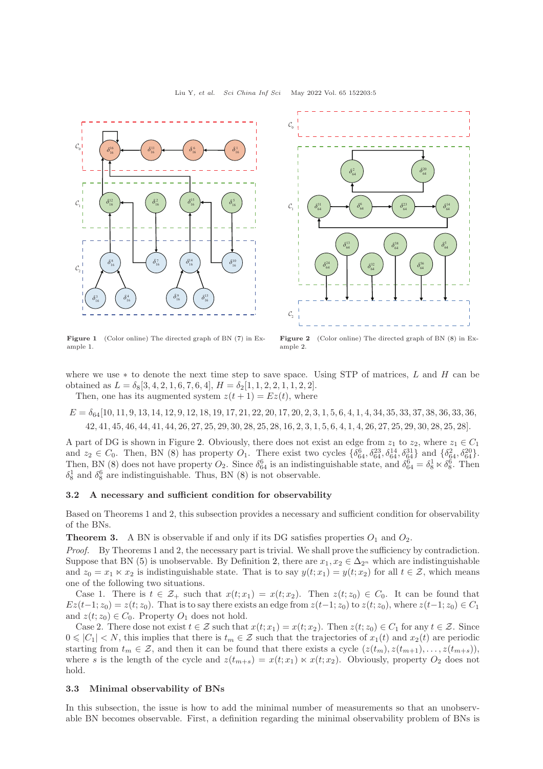Figure 1 (Color online) The directed graph of BN (7) in Example 1.

Figure 2 (Color online) The directed graph of BN (8) in Example 2.

where we use $*$ to denote the next time step to save space. Using STP of matrices, $L$ and $H$ can be obtained as $L = \delta_8[3, 4, 2, 1, 6, 7, 6, 4]$, $H = \delta_2[1, 1, 2, 2, 1, 1, 2, 2]$.

Then, one has its augmented system $z(t + 1) = Ez(t)$, where

$$E = \delta_{64}[10, 11, 9, 13, 14, 12, 9, 12, 18, 19, 17, 21, 22, 20, 17, 20, 2, 3, 1, 5, 6, 4, 1, 4, 34, 35, 33, 37, 38, 36, 33, 36, 42, 41, 45, 46, 44, 41, 44, 26, 27, 25, 29, 30, 28, 25, 28, 16, 2, 3, 1, 5, 6, 4, 1, 4, 26, 27, 25, 29, 30, 28, 25, 28].$$

A part of DG is shown in Figure 2. Obviously, there does not exist an edge from $z_1$ to $z_2$, where $z_1 \in C_1$ and $z_2 \in C_0$. Then, BN (8) has property $O_1$. There exist two cycles $\{\delta_{64}^6, \delta_{64}^{23}, \delta_{64}^{14}, \delta_{64}^{31}\}$ and $\{\delta_{64}^2, \delta_{64}^{20}\}$. Then, BN (8) does not have property $O_2$. Since $\delta_{64}^6$ is an indistinguishable state, and $\delta_{64}^6 = \delta_8^1 \ltimes \delta_8^6$. Then $\delta_8^1$ and $\delta_8^6$ are indistinguishable. Thus, BN (8) is not observable.

### 3.2 A necessary and sufficient condition for observability

Based on Theorems 1 and 2, this subsection provides a necessary and sufficient condition for observability of the BNs.

**Theorem 3.** A BN is observable if and only if its DG satisfies properties $O_1$ and $O_2$.

*Proof.* By Theorems 1 and 2, the necessary part is trivial. We shall prove the sufficiency by contradiction. Suppose that BN (5) is unobservable. By Definition 2, there are $x_1, x_2 \in \Delta_{2^n}$ which are indistinguishable and $z_0 = x_1 \ltimes x_2$ is indistinguishable state. That is to say $y(t; x_1) = y(t; x_2)$ for all $t \in \mathcal{Z}$, which means one of the following two situations.

Case 1. There is $t \in \mathcal{Z}_+$ such that $x(t; x_1) = x(t; x_2)$. Then $z(t; z_0) \in C_0$. It can be found that $Ez(t-1; z_0) = z(t; z_0)$. That is to say there exists an edge from $z(t-1; z_0)$ to $z(t; z_0)$, where $z(t-1; z_0) \in C_1$ and $z(t; z_0) \in C_0$. Property $O_1$ does not hold.

Case 2. There dose not exist $t \in \mathcal{Z}$ such that $x(t; x_1) = x(t; x_2)$. Then $z(t; z_0) \in C_1$ for any $t \in \mathcal{Z}$. Since $0 \leqslant |C_1| < N$, this implies that there is $t_m \in \mathcal{Z}$ such that the trajectories of $x_1(t)$ and $x_2(t)$ are periodic starting from $t_m \in \mathcal{Z}$, and then it can be found that there exists a cycle $(z(t_m), z(t_{m+1}), \ldots, z(t_{m+s}))$, where $s$ is the length of the cycle and $z(t_{m+s}) = x(t; x_1) \ltimes x(t; x_2)$. Obviously, property $O_2$ does not hold.

### 3.3 Minimal observability of BNs

In this subsection, the issue is how to add the minimal number of measurements so that an unobservable BN becomes observable. First, a definition regarding the minimal observability problem of BNs is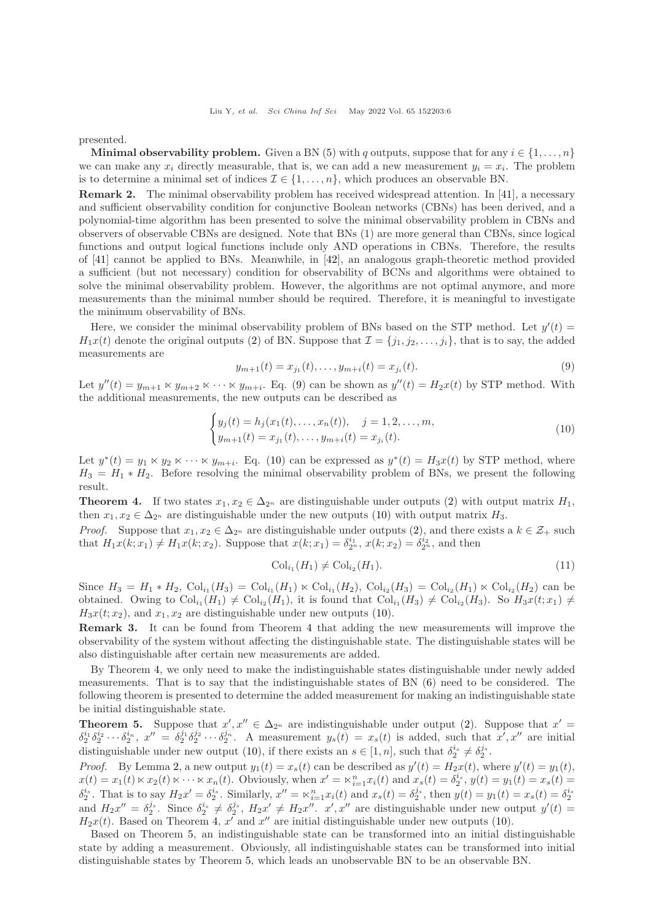presented.

**Minimal observability problem.** Given a BN (5) with $q$ outputs, suppose that for any $i \in \{1, \ldots, n\}$ we can make any $x_i$ directly measurable, that is, we can add a new measurement $y_i = x_i$. The problem is to determine a minimal set of indices $\mathcal{I} \in \{1, \ldots, n\}$, which produces an observable BN.

**Remark 2.** The minimal observability problem has received widespread attention. In [41], a necessary and sufficient observability condition for conjunctive Boolean networks (CBNs) has been derived, and a polynomial-time algorithm has been presented to solve the minimal observability problem in CBNs and observers of observable CBNs are designed. Note that BNs (1) are more general than CBNs, since logical functions and output logical functions include only AND operations in CBNs. Therefore, the results of [41] cannot be applied to BNs. Meanwhile, in [42], an analogous graph-theoretic method provided a sufficient (but not necessary) condition for observability of BCNs and algorithms were obtained to solve the minimal observability problem. However, the algorithms are not optimal anymore, and more measurements than the minimal number should be required. Therefore, it is meaningful to investigate the minimum observability of BNs.

Here, we consider the minimal observability problem of BNs based on the STP method. Let $y'(t) = H_1 x(t)$ denote the original outputs (2) of BN. Suppose that $\mathcal{I} = \{j_1, j_2, \ldots, j_i\}$, that is to say, the added measurements are

$$y_{m+1}(t) = x_{j_1}(t), \ldots, y_{m+i}(t) = x_{j_i}(t). \tag{9}$$

Let $y''(t) = y_{m+1} \ltimes y_{m+2} \ltimes \cdots \ltimes y_{m+i}$. Eq. (9) can be shown as $y''(t) = H_2 x(t)$ by STP method. With the additional measurements, the new outputs can be described as

$$\begin{cases} y_j(t) = h_j(x_1(t), \ldots, x_n(t)), \quad j = 1, 2, \ldots, m, \\ y_{m+1}(t) = x_{j_1}(t), \ldots, y_{m+i}(t) = x_{j_i}(t). \end{cases} \tag{10}$$

Let $y^*(t) = y_1 \ltimes y_2 \ltimes \cdots \ltimes y_{m+i}$. Eq. (10) can be expressed as $y^*(t) = H_3 x(t)$ by STP method, where $H_3 = H_1 * H_2$. Before resolving the minimal observability problem of BNs, we present the following result.

**Theorem 4.** If two states $x_1, x_2 \in \Delta_{2^n}$ are distinguishable under outputs (2) with output matrix $H_1$, then $x_1, x_2 \in \Delta_{2^n}$ are distinguishable under the new outputs (10) with output matrix $H_3$.

*Proof.* Suppose that $x_1, x_2 \in \Delta_{2^n}$ are distinguishable under outputs (2), and there exists a $k \in \mathcal{Z}_+$ such that $H_1 x(k; x_1) \neq H_1 x(k; x_2)$. Suppose that $x(k; x_1) = \delta_{2^n}^{i_1}$, $x(k; x_2) = \delta_{2^n}^{i_2}$, and then

$$\mathrm{Col}_{i_1}(H_1) \neq \mathrm{Col}_{i_2}(H_1). \tag{11}$$

Since $H_3 = H_1 * H_2$, $\mathrm{Col}_{i_1}(H_3) = \mathrm{Col}_{i_1}(H_1) \ltimes \mathrm{Col}_{i_1}(H_2)$, $\mathrm{Col}_{i_2}(H_3) = \mathrm{Col}_{i_2}(H_1) \ltimes \mathrm{Col}_{i_2}(H_2)$ can be obtained. Owing to $\mathrm{Col}_{i_1}(H_1) \neq \mathrm{Col}_{i_2}(H_1)$, it is found that $\mathrm{Col}_{i_1}(H_3) \neq \mathrm{Col}_{i_2}(H_3)$. So $H_3 x(t; x_1) \neq H_3 x(t; x_2)$, and $x_1, x_2$ are distinguishable under new outputs (10).

**Remark 3.** It can be found from Theorem 4 that adding the new measurements will improve the observability of the system without affecting the distinguishable state. The distinguishable states will be also distinguishable after certain new measurements are added.

By Theorem 4, we only need to make the indistinguishable states distinguishable under newly added measurements. That is to say that the indistinguishable states of BN (6) need to be considered. The following theorem is presented to determine the added measurement for making an indistinguishable state be initial distinguishable state.

**Theorem 5.** Suppose that $x', x'' \in \Delta_{2^n}$ are indistinguishable under output (2). Suppose that $x' = \delta_2^{i_1} \delta_2^{i_2} \cdots \delta_2^{i_n}$, $x'' = \delta_2^{j_1} \delta_2^{j_2} \cdots \delta_2^{j_n}$. A measurement $y_s(t) = x_s(t)$ is added, such that $x', x''$ are initial distinguishable under new output (10), if there exists an $s \in [1, n]$, such that $\delta_2^{i_s} \neq \delta_2^{j_s}$.

*Proof.* By Lemma 2, a new output $y_1(t) = x_s(t)$ can be described as $y'(t) = H_2 x(t)$, where $y'(t) = y_1(t)$, $x(t) = x_1(t) \ltimes x_2(t) \ltimes \cdots \ltimes x_n(t)$. Obviously, when $x' = \ltimes_{i=1}^n x_i(t)$ and $x_s(t) = \delta_2^{i_s}$, $y(t) = y_1(t) = x_s(t) = \delta_2^{i_s}$. That is to say $H_2 x' = \delta_2^{i_s}$. Similarly, $x'' = \ltimes_{i=1}^n x_i(t)$ and $x_s(t) = \delta_2^{j_s}$, then $y(t) = y_1(t) = x_s(t) = \delta_2^{j_s}$ and $H_2 x'' = \delta_2^{j_s}$. Since $\delta_2^{i_s} \neq \delta_2^{j_s}$, $H_2 x' \neq H_2 x''$. $x', x''$ are distinguishable under new output $y'(t) = H_2 x(t)$. Based on Theorem 4, $x'$ and $x''$ are initial distinguishable under new outputs (10).

Based on Theorem 5, an indistinguishable state can be transformed into an initial distinguishable state by adding a measurement. Obviously, all indistinguishable states can be transformed into initial distinguishable states by Theorem 5, which leads an unobservable BN to be an observable BN.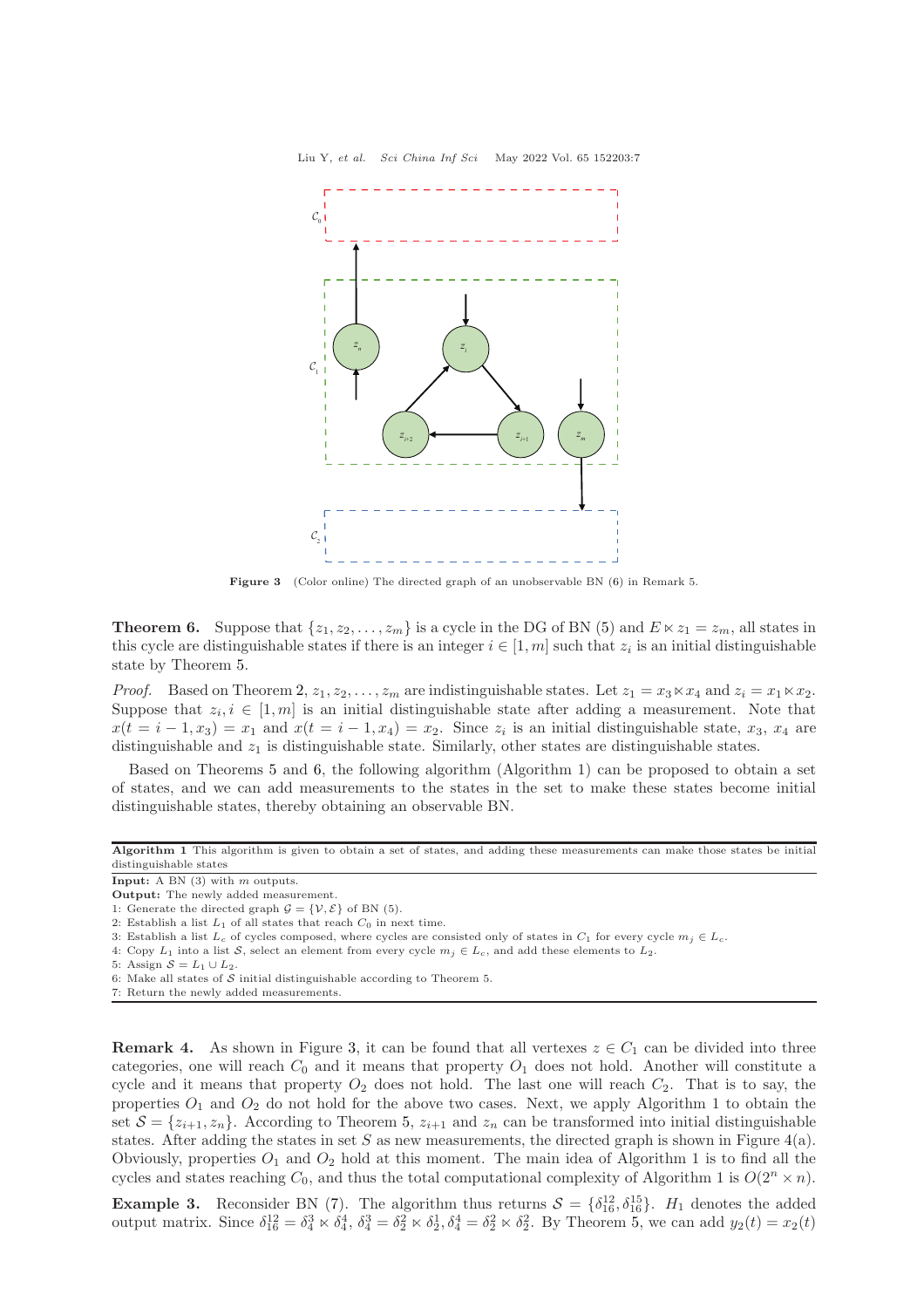Figure 3 (Color online) The directed graph of an unobservable BN (6) in Remark 5.

**Theorem 6.** Suppose that $\{z_1, z_2, \ldots, z_m\}$ is a cycle in the DG of BN (5) and $E \ltimes z_1 = z_m$, all states in this cycle are distinguishable states if there is an integer $i \in [1, m]$ such that $z_i$ is an initial distinguishable state by Theorem 5.

*Proof.* Based on Theorem 2, $z_1, z_2, \ldots, z_m$ are indistinguishable states. Let $z_1 = x_3 \ltimes x_4$ and $z_i = x_1 \ltimes x_2$. Suppose that $z_i, i \in [1, m]$ is an initial distinguishable state after adding a measurement. Note that $x(t = i-1, x_3) = x_1$ and $x(t = i-1, x_4) = x_2$. Since $z_i$ is an initial distinguishable state, $x_3$, $x_4$ are distinguishable and $z_1$ is distinguishable state. Similarly, other states are distinguishable states.

Based on Theorems 5 and 6, the following algorithm (Algorithm 1) can be proposed to obtain a set of states, and we can add measurements to the states in the set to make these states become initial distinguishable states, thereby obtaining an observable BN.

**Algorithm 1** This algorithm is given to obtain a set of states, and adding these measurements can make those states be initial distinguishable states

**Input:** A BN (3) with $m$ outputs.
**Output:** The newly added measurement.
1: Generate the directed graph $\mathcal{G} = \{\mathcal{V}, \mathcal{E}\}$ of BN (5).
2: Establish a list $L_1$ of all states that reach $C_0$ in next time.
3: Establish a list $L_c$ of cycles composed, where cycles are consisted only of states in $C_1$ for every cycle $m_j \in L_c$.
4: Copy $L_1$ into a list $\mathcal{S}$, select an element from every cycle $m_j \in L_c$, and add these elements to $L_2$.
5: Assign $\mathcal{S} = L_1 \cup L_2$.
6: Make all states of $\mathcal{S}$ initial distinguishable according to Theorem 5.
7: Return the newly added measurements.

**Remark 4.** As shown in Figure 3, it can be found that all vertexes $z \in C_1$ can be divided into three categories, one will reach $C_0$ and it means that property $O_1$ does not hold. Another will constitute a cycle and it means that property $O_2$ does not hold. The last one will reach $C_2$. That is to say, the properties $O_1$ and $O_2$ do not hold for the above two cases. Next, we apply Algorithm 1 to obtain the set $\mathcal{S} = \{z_{i+1}, z_n\}$. According to Theorem 5, $z_{i+1}$ and $z_n$ can be transformed into initial distinguishable states. After adding the states in set $S$ as new measurements, the directed graph is shown in Figure 4(a). Obviously, properties $O_1$ and $O_2$ hold at this moment. The main idea of Algorithm 1 is to find all the cycles and states reaching $C_0$, and thus the total computational complexity of Algorithm 1 is $O(2^n \times n)$.

**Example 3.** Reconsider BN (7). The algorithm thus returns $\mathcal{S} = \{\delta_{16}^{12}, \delta_{16}^{15}\}$. $H_1$ denotes the added output matrix. Since $\delta_{16}^{12} = \delta_4^3 \ltimes \delta_4^4$, $\delta_4^3 = \delta_2^2 \ltimes \delta_2^1, \delta_4^4 = \delta_2^2 \ltimes \delta_2^2$. By Theorem 5, we can add $y_2(t) = x_2(t)$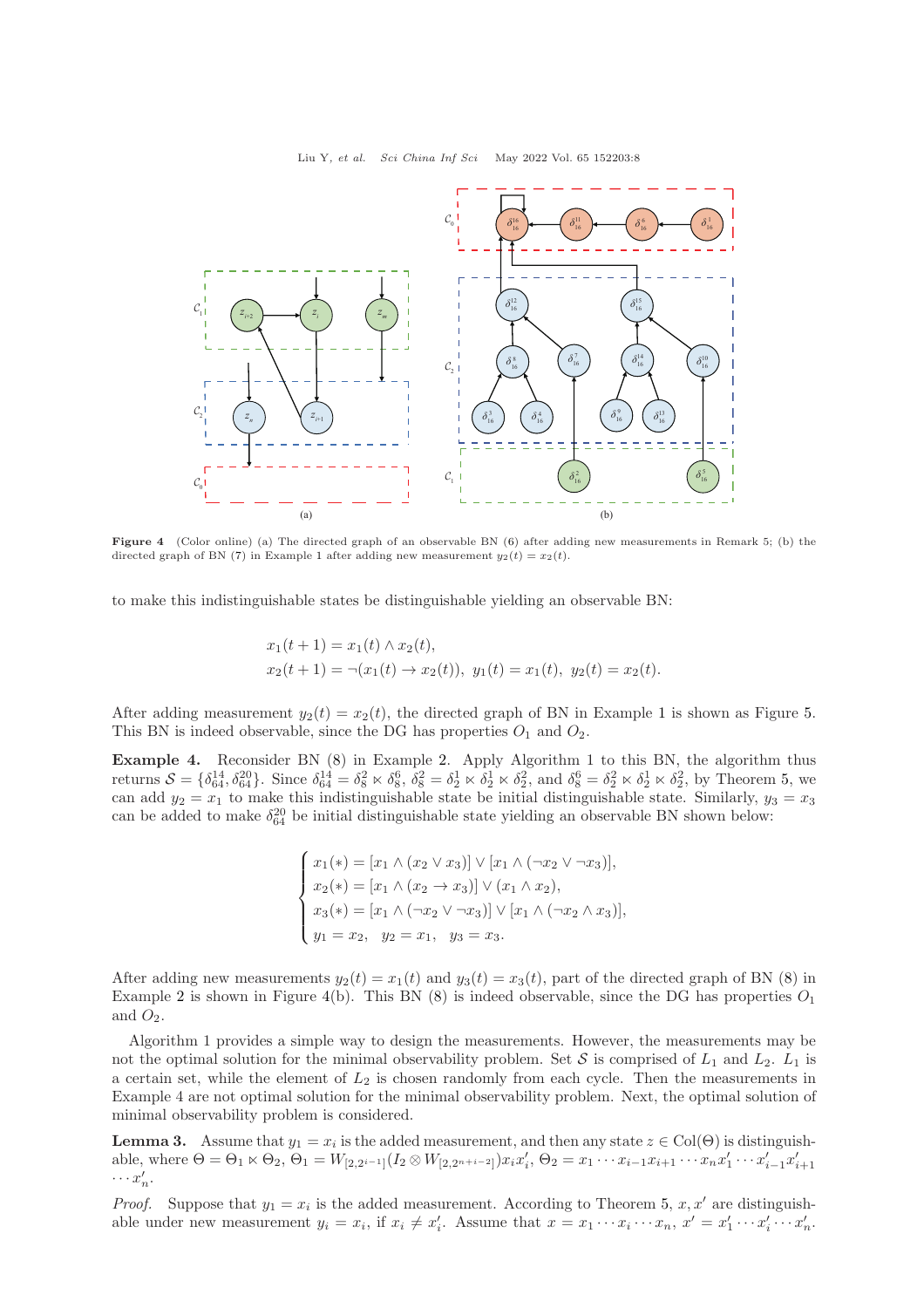Figure 4 (Color online) (a) The directed graph of an observable BN (6) after adding new measurements in Remark 5; (b) the directed graph of BN (7) in Example 1 after adding new measurement $y_2(t) = x_2(t)$.

to make this indistinguishable states be distinguishable yielding an observable BN:

$$x_1(t+1) = x_1(t) \wedge x_2(t),$$
$$x_2(t+1) = \neg(x_1(t) \rightarrow x_2(t)),\ y_1(t) = x_1(t),\ y_2(t) = x_2(t).$$

After adding measurement $y_2(t) = x_2(t)$, the directed graph of BN in Example 1 is shown as Figure 5. This BN is indeed observable, since the DG has properties $O_1$ and $O_2$.

**Example 4.** Reconsider BN (8) in Example 2. Apply Algorithm 1 to this BN, the algorithm thus returns $\mathcal{S} = \{\delta_{64}^{14}, \delta_{64}^{20}\}$. Since $\delta_{64}^{14} = \delta_8^2 \ltimes \delta_8^6$, $\delta_8^2 = \delta_2^1 \ltimes \delta_2^1 \ltimes \delta_2^2$, and $\delta_8^6 = \delta_2^2 \ltimes \delta_2^1 \ltimes \delta_2^2$, by Theorem 5, we can add $y_2 = x_1$ to make this indistinguishable state be initial distinguishable state. Similarly, $y_3 = x_3$ can be added to make $\delta_{64}^{20}$ be initial distinguishable state yielding an observable BN shown below:

$$\begin{cases} x_1(*) = [x_1 \wedge (x_2 \vee x_3)] \vee [x_1 \wedge (\neg x_2 \vee \neg x_3)], \\ x_2(*) = [x_1 \wedge (x_2 \rightarrow x_3)] \vee (x_1 \wedge x_2), \\ x_3(*) = [x_1 \wedge (\neg x_2 \vee \neg x_3)] \vee [x_1 \wedge (\neg x_2 \wedge x_3)], \\ y_1 = x_2, \quad y_2 = x_1, \quad y_3 = x_3. \end{cases}$$

After adding new measurements $y_2(t) = x_1(t)$ and $y_3(t) = x_3(t)$, part of the directed graph of BN (8) in Example 2 is shown in Figure 4(b). This BN (8) is indeed observable, since the DG has properties $O_1$ and $O_2$.

Algorithm 1 provides a simple way to design the measurements. However, the measurements may be not the optimal solution for the minimal observability problem. Set $\mathcal{S}$ is comprised of $L_1$ and $L_2$. $L_1$ is a certain set, while the element of $L_2$ is chosen randomly from each cycle. Then the measurements in Example 4 are not optimal solution for the minimal observability problem. Next, the optimal solution of minimal observability problem is considered.

**Lemma 3.** Assume that $y_1 = x_i$ is the added measurement, and then any state $z \in \mathrm{Col}(\Theta)$ is distinguishable, where $\Theta = \Theta_1 \ltimes \Theta_2$, $\Theta_1 = W_{[2,2^{i-1}]}(I_2 \otimes W_{[2,2^{n+i-2}]})x_i x_i'$, $\Theta_2 = x_1 \cdots x_{i-1}x_{i+1} \cdots x_n x_1' \cdots x_{i-1}' x_{i+1}' \cdots x_n'$.

*Proof.* Suppose that $y_1 = x_i$ is the added measurement. According to Theorem 5, $x, x'$ are distinguishable under new measurement $y_i = x_i$, if $x_i \neq x_i'$. Assume that $x = x_1 \cdots x_i \cdots x_n$, $x' = x_1' \cdots x_i' \cdots x_n'$.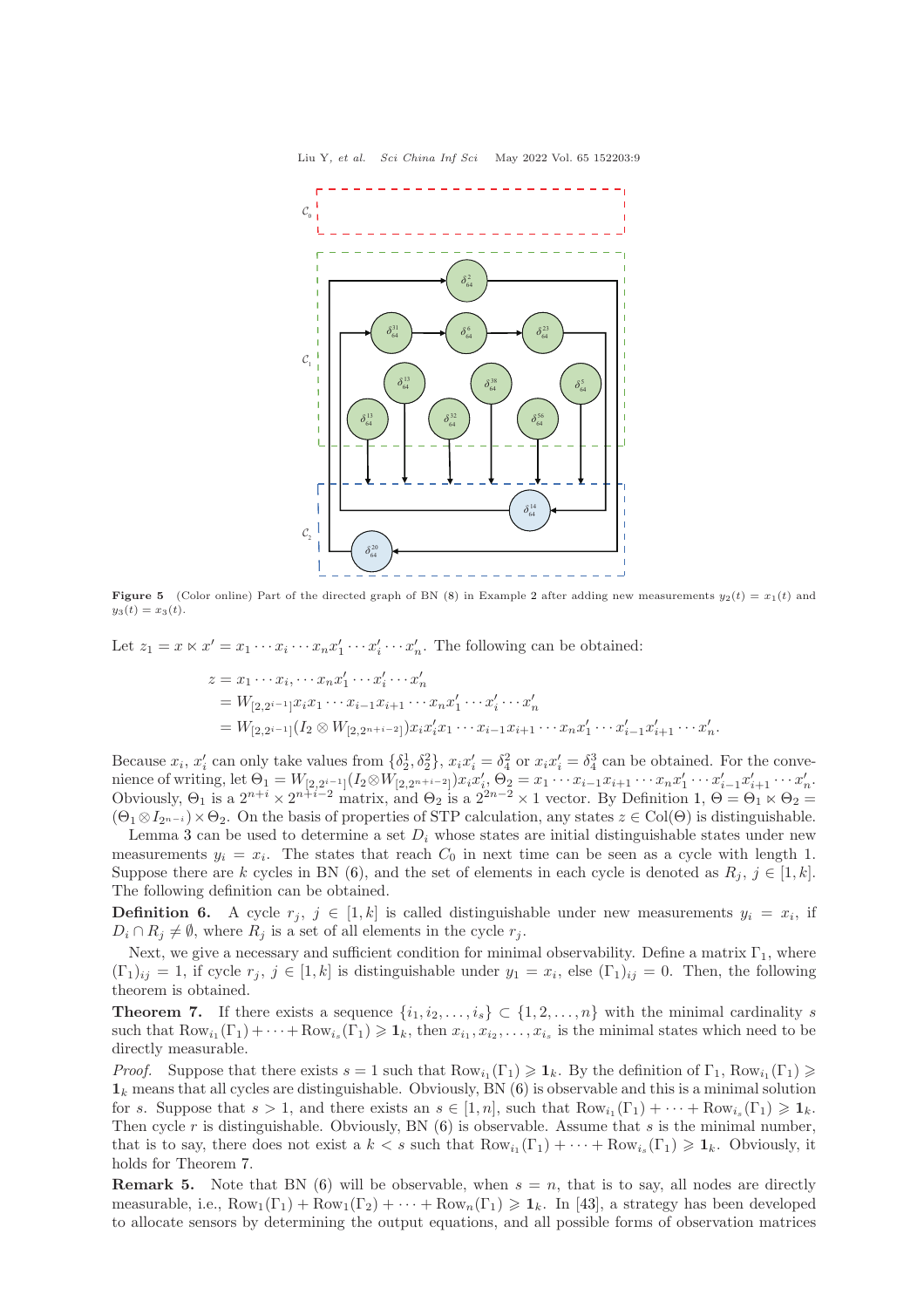**Figure 5** (Color online) Part of the directed graph of BN (8) in Example 2 after adding new measurements $y_2(t) = x_1(t)$ and $y_3(t) = x_3(t)$.

Let $z_1 = x \ltimes x' = x_1 \cdots x_i \cdots x_n x'_1 \cdots x'_i \cdots x'_n$. The following can be obtained:

$$
\begin{aligned}
z &= x_1 \cdots x_i, \cdots x_n x'_1 \cdots x'_i \cdots x'_n \\
&= W_{[2,2^{i-1}]} x_i x_1 \cdots x_{i-1} x_{i+1} \cdots x_n x'_1 \cdots x'_i \cdots x'_n \\
&= W_{[2,2^{i-1}]} (I_2 \otimes W_{[2,2^{n+i-2}]}) x_i x'_i x_1 \cdots x_{i-1} x_{i+1} \cdots x_n x'_1 \cdots x'_{i-1} x'_{i+1} \cdots x'_n.
\end{aligned}
$$

Because $x_i$, $x'_i$ can only take values from $\{\delta_2^1, \delta_2^2\}$, $x_i x'_i = \delta_4^2$ or $x_i x'_i = \delta_4^3$ can be obtained. For the convenience of writing, let $\Theta_1 = W_{[2,2^{i-1}]}(I_2 \otimes W_{[2,2^{n+i-2}]}) x_i x'_i$, $\Theta_2 = x_1 \cdots x_{i-1} x_{i+1} \cdots x_n x'_1 \cdots x'_{i-1} x'_{i+1} \cdots x'_n$. Obviously, $\Theta_1$ is a $2^{n+i} \times 2^{n+i-2}$ matrix, and $\Theta_2$ is a $2^{2n-2} \times 1$ vector. By Definition 1, $\Theta = \Theta_1 \ltimes \Theta_2 = (\Theta_1 \otimes I_{2^{n-i}}) \times \Theta_2$. On the basis of properties of STP calculation, any states $z \in \mathrm{Col}(\Theta)$ is distinguishable.

Lemma 3 can be used to determine a set $D_i$ whose states are initial distinguishable states under new measurements $y_i = x_i$. The states that reach $C_0$ in next time can be seen as a cycle with length 1. Suppose there are $k$ cycles in BN (6), and the set of elements in each cycle is denoted as $R_j$, $j \in [1, k]$. The following definition can be obtained.

**Definition 6.** A cycle $r_j$, $j \in [1, k]$ is called distinguishable under new measurements $y_i = x_i$, if $D_i \cap R_j \neq \emptyset$, where $R_j$ is a set of all elements in the cycle $r_j$.

Next, we give a necessary and sufficient condition for minimal observability. Define a matrix $\Gamma_1$, where $(\Gamma_1)_{ij} = 1$, if cycle $r_j$, $j \in [1, k]$ is distinguishable under $y_1 = x_i$, else $(\Gamma_1)_{ij} = 0$. Then, the following theorem is obtained.

**Theorem 7.** If there exists a sequence $\{i_1, i_2, \ldots, i_s\} \subset \{1, 2, \ldots, n\}$ with the minimal cardinality $s$ such that $\mathrm{Row}_{i_1}(\Gamma_1) + \cdots + \mathrm{Row}_{i_s}(\Gamma_1) \geqslant \mathbf{1}_k$, then $x_{i_1}, x_{i_2}, \ldots, x_{i_s}$ is the minimal states which need to be directly measurable.

*Proof.* Suppose that there exists $s = 1$ such that $\mathrm{Row}_{i_1}(\Gamma_1) \geqslant \mathbf{1}_k$. By the definition of $\Gamma_1$, $\mathrm{Row}_{i_1}(\Gamma_1) \geqslant \mathbf{1}_k$ means that all cycles are distinguishable. Obviously, BN (6) is observable and this is a minimal solution for $s$. Suppose that $s > 1$, and there exists an $s \in [1, n]$, such that $\mathrm{Row}_{i_1}(\Gamma_1) + \cdots + \mathrm{Row}_{i_s}(\Gamma_1) \geqslant \mathbf{1}_k$. Then cycle $r$ is distinguishable. Obviously, BN (6) is observable. Assume that $s$ is the minimal number, that is to say, there does not exist a $k < s$ such that $\mathrm{Row}_{i_1}(\Gamma_1) + \cdots + \mathrm{Row}_{i_s}(\Gamma_1) \geqslant \mathbf{1}_k$. Obviously, it holds for Theorem 7.

**Remark 5.** Note that BN (6) will be observable, when $s = n$, that is to say, all nodes are directly measurable, i.e., $\mathrm{Row}_1(\Gamma_1) + \mathrm{Row}_1(\Gamma_2) + \cdots + \mathrm{Row}_n(\Gamma_1) \geqslant \mathbf{1}_k$. In [43], a strategy has been developed to allocate sensors by determining the output equations, and all possible forms of observation matrices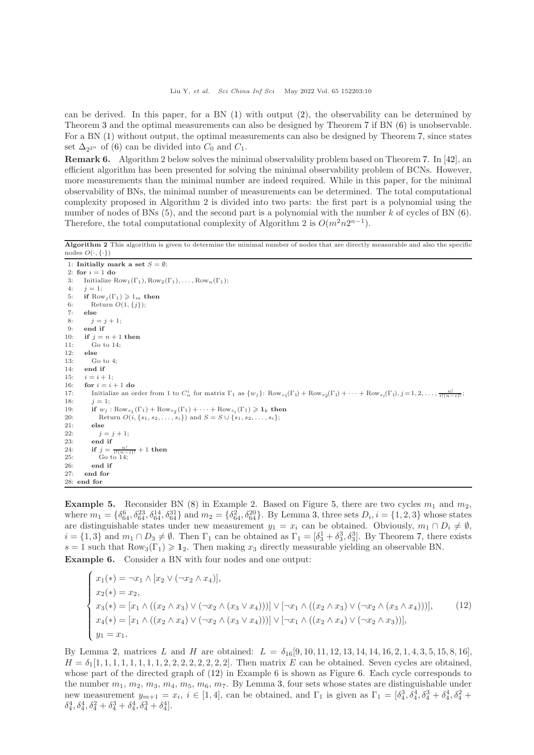can be derived. In this paper, for a BN (1) with output (2), the observability can be determined by Theorem 3 and the optimal measurements can also be designed by Theorem 7 if BN (6) is unobservable. For a BN (1) without output, the optimal measurements can also be designed by Theorem 7, since states set $\Delta_{2^{2n}}$ of (6) can be divided into $C_0$ and $C_1$.

**Remark 6.** Algorithm 2 below solves the minimal observability problem based on Theorem 7. In [42], an efficient algorithm has been presented for solving the minimal observability problem of BCNs. However, more measurements than the minimal number are indeed required. While in this paper, for the minimal observability of BNs, the minimal number of measurements can be determined. The total computational complexity proposed in Algorithm 2 is divided into two parts: the first part is a polynomial using the number of nodes of BNs (5), and the second part is a polynomial with the number $k$ of cycles of BN (6). Therefore, the total computational complexity of Algorithm 2 is $O(m^2 n 2^{n-1})$.

**Algorithm 2** This algorithm is given to determine the minimal number of nodes that are directly measurable and also the specific nodes $O(\cdot, \{\cdot\})$

```
1: Initially mark a set S = ∅;
2: for i = 1 do
3:    Initialize Row_1(Γ_1), Row_2(Γ_1), ..., Row_n(Γ_1);
4:    j = 1;
5:    if Row_j(Γ_1) ⩾ 1_m then
6:       Return O(1, {j});
7:    else
8:       j = j + 1;
9:    end if
10:   if j = n + 1 then
11:      Go to 14;
12:   else
13:      Go to 4;
14:   end if
15:   i = i + 1;
16:   for i = i + 1 do
17:      Initialize an order from 1 to C_n^i for matrix Γ_1 as {w_j}: Row_{s_1}(Γ_1) + Row_{s_2}(Γ_1) + ··· + Row_{s_i}(Γ_1), j = 1, 2, ..., n!/(i!(n−i)!);
18:      j = 1;
19:      if w_j : Row_{s_1}(Γ_1) + Row_{s_2}(Γ_1) + ··· + Row_{s_i}(Γ_1) ⩾ 1_k then
20:         Return O(i, {s_1, s_2, ..., s_i}) and S = S ∪ {s_1, s_2, ..., s_i};
21:      else
22:         j = j + 1;
23:      end if
24:      if j = n!/(i!(n−i)!) + 1 then
25:         Go to 14;
26:      end if
27:   end for
28: end for
```

**Example 5.** Reconsider BN (8) in Example 2. Based on Figure 5, there are two cycles $m_1$ and $m_2$, where $m_1 = \{\delta_{64}^6, \delta_{64}^{23}, \delta_{64}^{14}, \delta_{64}^{31}\}$ and $m_2 = \{\delta_{64}^2, \delta_{64}^{20}\}$. By Lemma 3, three sets $D_i, i = \{1, 2, 3\}$ whose states are distinguishable states under new measurement $y_1 = x_i$ can be obtained. Obviously, $m_1 \cap D_i \neq \emptyset$, $i = \{1, 3\}$ and $m_1 \cap D_3 \neq \emptyset$. Then $\Gamma_1$ can be obtained as $\Gamma_1 = [\delta_3^1 + \delta_3^3, \delta_3^3]$. By Theorem 7, there exists $s = 1$ such that $\mathrm{Row}_3(\Gamma_1) \geqslant \mathbf{1}_2$. Then making $x_3$ directly measurable yielding an observable BN.

**Example 6.** Consider a BN with four nodes and one output:

$$
\begin{cases}
x_1(*) = \neg x_1 \wedge [x_2 \vee (\neg x_2 \wedge x_4)], \\
x_2(*) = x_2, \\
x_3(*) = [x_1 \wedge ((x_2 \wedge x_3) \vee (\neg x_2 \wedge (x_3 \vee x_4)))] \vee [\neg x_1 \wedge ((x_2 \wedge x_3) \vee (\neg x_2 \wedge (x_3 \wedge x_4)))], \\
x_4(*) = [x_1 \wedge ((x_2 \wedge x_4) \vee (\neg x_2 \wedge (x_3 \vee x_4)))] \vee [\neg x_1 \wedge ((x_2 \wedge x_4) \vee (\neg x_2 \wedge x_3))], \\
y_1 = x_1.
\end{cases}
\tag{12}
$$

By Lemma 2, matrices $L$ and $H$ are obtained: $L = \delta_{16}[9, 10, 11, 12, 13, 14, 14, 16, 2, 1, 4, 3, 5, 15, 8, 16]$, $H = \delta_1[1, 1, 1, 1, 1, 1, 1, 1, 2, 2, 2, 2, 2, 2, 2, 2]$. Then matrix $E$ can be obtained. Seven cycles are obtained, whose part of the directed graph of (12) in Example 6 is shown as Figure 6. Each cycle corresponds to the number $m_1$, $m_2$, $m_3$, $m_4$, $m_5$, $m_6$, $m_7$. By Lemma 3, four sets whose states are distinguishable under new measurement $y_{m+1} = x_i$, $i \in [1, 4]$, can be obtained, and $\Gamma_1$ is given as $\Gamma_1 = [\delta_4^3, \delta_4^4, \delta_4^3 + \delta_4^4, \delta_4^2 + \delta_4^4, \delta_4^4, \delta_4^2 + \delta_4^3 + \delta_4^4, \delta_4^3 + \delta_4^4]$.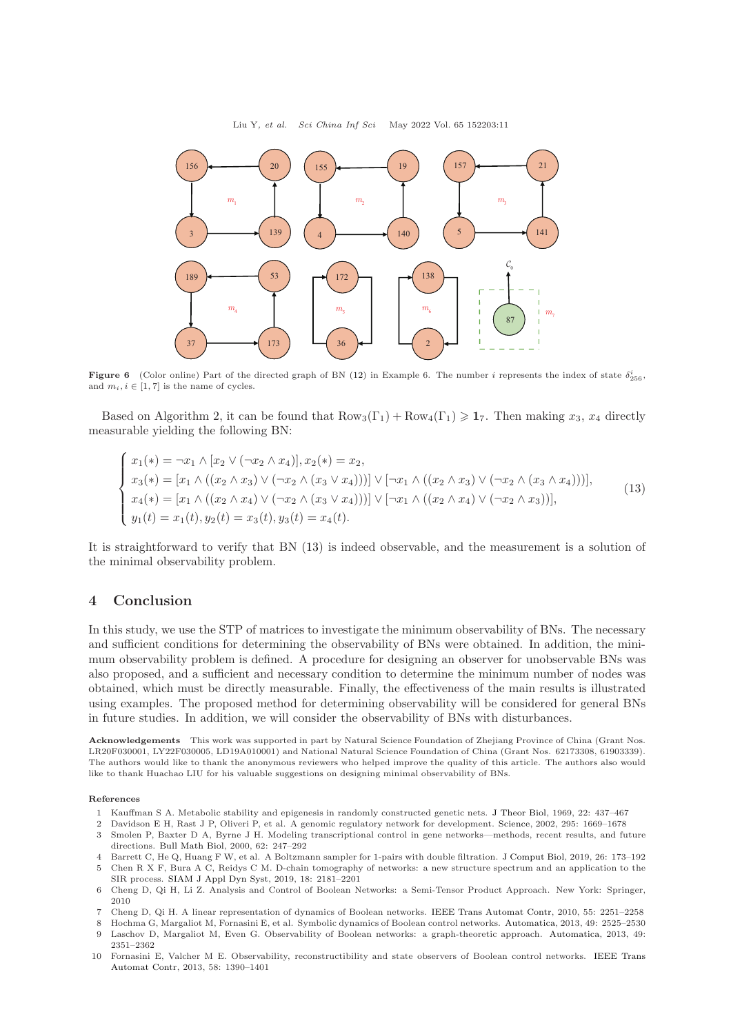**Figure 6** (Color online) Part of the directed graph of BN (12) in Example 6. The number $i$ represents the index of state $\delta_{256}^{i}$, and $m_i, i \in [1,7]$ is the name of cycles.

Based on Algorithm 2, it can be found that $\mathrm{Row}_3(\Gamma_1) + \mathrm{Row}_4(\Gamma_1) \geqslant \mathbf{1}_7$. Then making $x_3$, $x_4$ directly measurable yielding the following BN:

$$
\begin{cases}
x_1(*) = \neg x_1 \wedge [x_2 \vee (\neg x_2 \wedge x_4)], x_2(*) = x_2, \\
x_3(*) = [x_1 \wedge ((x_2 \wedge x_3) \vee (\neg x_2 \wedge (x_3 \vee x_4)))] \vee [\neg x_1 \wedge ((x_2 \wedge x_3) \vee (\neg x_2 \wedge (x_3 \wedge x_4)))], \\
x_4(*) = [x_1 \wedge ((x_2 \wedge x_4) \vee (\neg x_2 \wedge (x_3 \vee x_4)))] \vee [\neg x_1 \wedge ((x_2 \wedge x_4) \vee (\neg x_2 \wedge x_3))], \\
y_1(t) = x_1(t), y_2(t) = x_3(t), y_3(t) = x_4(t).
\end{cases}
\tag{13}
$$

It is straightforward to verify that BN (13) is indeed observable, and the measurement is a solution of the minimal observability problem.

## 4 Conclusion

In this study, we use the STP of matrices to investigate the minimum observability of BNs. The necessary and sufficient conditions for determining the observability of BNs were obtained. In addition, the minimum observability problem is defined. A procedure for designing an observer for unobservable BNs was also proposed, and a sufficient and necessary condition to determine the minimum number of nodes was obtained, which must be directly measurable. Finally, the effectiveness of the main results is illustrated using examples. The proposed method for determining observability will be considered for general BNs in future studies. In addition, we will consider the observability of BNs with disturbances.

**Acknowledgements** This work was supported in part by Natural Science Foundation of Zhejiang Province of China (Grant Nos. LR20F030001, LY22F030005, LD19A010001) and National Natural Science Foundation of China (Grant Nos. 62173308, 61903339). The authors would like to thank the anonymous reviewers who helped improve the quality of this article. The authors also would like to thank Huachao LIU for his valuable suggestions on designing minimal observability of BNs.

**References**

1. Kauffman S A. Metabolic stability and epigenesis in randomly constructed genetic nets. J Theor Biol, 1969, 22: 437–467
2. Davidson E H, Rast J P, Oliveri P, et al. A genomic regulatory network for development. Science, 2002, 295: 1669–1678
3. Smolen P, Baxter D A, Byrne J H. Modeling transcriptional control in gene networks—methods, recent results, and future directions. Bull Math Biol, 2000, 62: 247–292
4. Barrett C, He Q, Huang F W, et al. A Boltzmann sampler for 1-pairs with double filtration. J Comput Biol, 2019, 26: 173–192
5. Chen R X F, Bura A C, Reidys C M. D-chain tomography of networks: a new structure spectrum and an application to the SIR process. SIAM J Appl Dyn Syst, 2019, 18: 2181–2201
6. Cheng D, Qi H, Li Z. Analysis and Control of Boolean Networks: a Semi-Tensor Product Approach. New York: Springer, 2010
7. Cheng D, Qi H. A linear representation of dynamics of Boolean networks. IEEE Trans Automat Contr, 2010, 55: 2251–2258
8. Hochma G, Margaliot M, Fornasini E, et al. Symbolic dynamics of Boolean control networks. Automatica, 2013, 49: 2525–2530
9. Laschov D, Margaliot M, Even G. Observability of Boolean networks: a graph-theoretic approach. Automatica, 2013, 49: 2351–2362
10. Fornasini E, Valcher M E. Observability, reconstructibility and state observers of Boolean control networks. IEEE Trans Automat Contr, 2013, 58: 1390–1401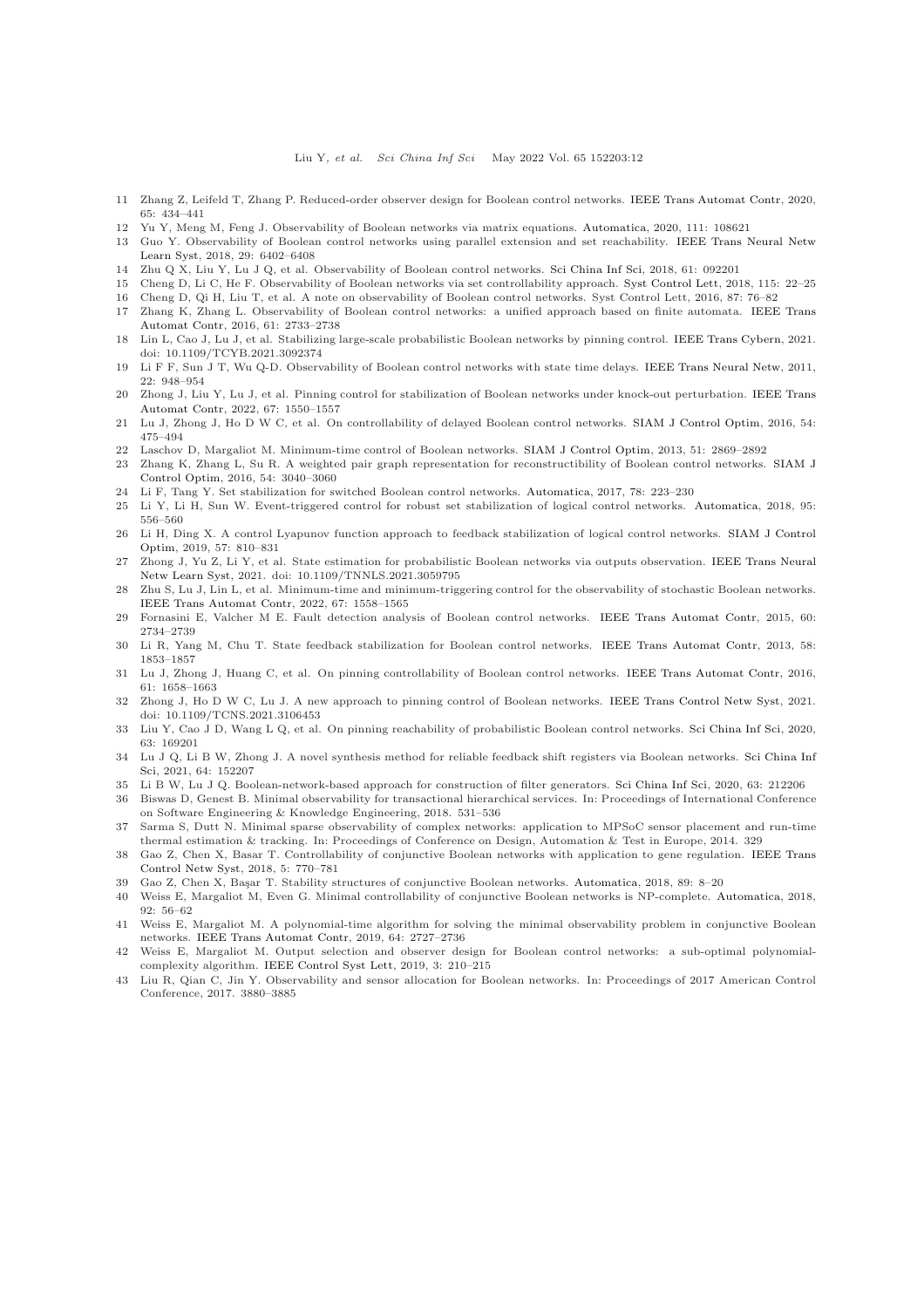11 Zhang Z, Leifeld T, Zhang P. Reduced-order observer design for Boolean control networks. IEEE Trans Automat Contr, 2020, 65: 434–441

12 Yu Y, Meng M, Feng J. Observability of Boolean networks via matrix equations. Automatica, 2020, 111: 108621

13 Guo Y. Observability of Boolean control networks using parallel extension and set reachability. IEEE Trans Neural Netw Learn Syst, 2018, 29: 6402–6408

14 Zhu Q X, Liu Y, Lu J Q, et al. Observability of Boolean control networks. Sci China Inf Sci, 2018, 61: 092201

15 Cheng D, Li C, He F. Observability of Boolean networks via set controllability approach. Syst Control Lett, 2018, 115: 22–25

16 Cheng D, Qi H, Liu T, et al. A note on observability of Boolean control networks. Syst Control Lett, 2016, 87: 76–82

17 Zhang K, Zhang L. Observability of Boolean control networks: a unified approach based on finite automata. IEEE Trans Automat Contr, 2016, 61: 2733–2738

18 Lin L, Cao J, Lu J, et al. Stabilizing large-scale probabilistic Boolean networks by pinning control. IEEE Trans Cybern, 2021. doi: 10.1109/TCYB.2021.3092374

19 Li F F, Sun J T, Wu Q-D. Observability of Boolean control networks with state time delays. IEEE Trans Neural Netw, 2011, 22: 948–954

20 Zhong J, Liu Y, Lu J, et al. Pinning control for stabilization of Boolean networks under knock-out perturbation. IEEE Trans Automat Contr, 2022, 67: 1550–1557

21 Lu J, Zhong J, Ho D W C, et al. On controllability of delayed Boolean control networks. SIAM J Control Optim, 2016, 54: 475–494

22 Laschov D, Margaliot M. Minimum-time control of Boolean networks. SIAM J Control Optim, 2013, 51: 2869–2892

23 Zhang K, Zhang L, Su R. A weighted pair graph representation for reconstructibility of Boolean control networks. SIAM J Control Optim, 2016, 54: 3040–3060

24 Li F, Tang Y. Set stabilization for switched Boolean control networks. Automatica, 2017, 78: 223–230

25 Li Y, Li H, Sun W. Event-triggered control for robust set stabilization of logical control networks. Automatica, 2018, 95: 556–560

26 Li H, Ding X. A control Lyapunov function approach to feedback stabilization of logical control networks. SIAM J Control Optim, 2019, 57: 810–831

27 Zhong J, Yu Z, Li Y, et al. State estimation for probabilistic Boolean networks via outputs observation. IEEE Trans Neural Netw Learn Syst, 2021. doi: 10.1109/TNNLS.2021.3059795

28 Zhu S, Lu J, Lin L, et al. Minimum-time and minimum-triggering control for the observability of stochastic Boolean networks. IEEE Trans Automat Contr, 2022, 67: 1558–1565

29 Fornasini E, Valcher M E. Fault detection analysis of Boolean control networks. IEEE Trans Automat Contr, 2015, 60: 2734–2739

30 Li R, Yang M, Chu T. State feedback stabilization for Boolean control networks. IEEE Trans Automat Contr, 2013, 58: 1853–1857

31 Lu J, Zhong J, Huang C, et al. On pinning controllability of Boolean control networks. IEEE Trans Automat Contr, 2016, 61: 1658–1663

32 Zhong J, Ho D W C, Lu J. A new approach to pinning control of Boolean networks. IEEE Trans Control Netw Syst, 2021. doi: 10.1109/TCNS.2021.3106453

33 Liu Y, Cao J D, Wang L Q, et al. On pinning reachability of probabilistic Boolean control networks. Sci China Inf Sci, 2020, 63: 169201

34 Lu J Q, Li B W, Zhong J. A novel synthesis method for reliable feedback shift registers via Boolean networks. Sci China Inf Sci, 2021, 64: 152207

35 Li B W, Lu J Q. Boolean-network-based approach for construction of filter generators. Sci China Inf Sci, 2020, 63: 212206

36 Biswas D, Genest B. Minimal observability for transactional hierarchical services. In: Proceedings of International Conference on Software Engineering & Knowledge Engineering, 2018. 531–536

37 Sarma S, Dutt N. Minimal sparse observability of complex networks: application to MPSoC sensor placement and run-time thermal estimation & tracking. In: Proceedings of Conference on Design, Automation & Test in Europe, 2014. 329

38 Gao Z, Chen X, Basar T. Controllability of conjunctive Boolean networks with application to gene regulation. IEEE Trans Control Netw Syst, 2018, 5: 770–781

39 Gao Z, Chen X, Başar T. Stability structures of conjunctive Boolean networks. Automatica, 2018, 89: 8–20

40 Weiss E, Margaliot M, Even G. Minimal controllability of conjunctive Boolean networks is NP-complete. Automatica, 2018, 92: 56–62

41 Weiss E, Margaliot M. A polynomial-time algorithm for solving the minimal observability problem in conjunctive Boolean networks. IEEE Trans Automat Contr, 2019, 64: 2727–2736

42 Weiss E, Margaliot M. Output selection and observer design for Boolean control networks: a sub-optimal polynomial-complexity algorithm. IEEE Control Syst Lett, 2019, 3: 210–215

43 Liu R, Qian C, Jin Y. Observability and sensor allocation for Boolean networks. In: Proceedings of 2017 American Control Conference, 2017. 3880–3885